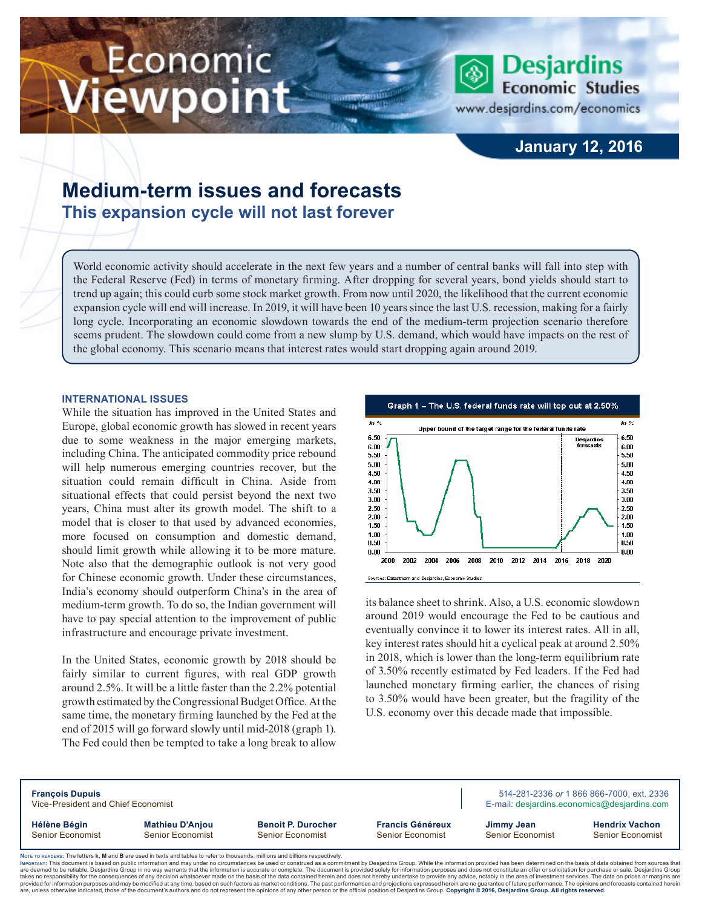# Economic Viewpoint

**Desjardins Economic Studies**
www.desjardins.com/economics

**January 12, 2016**

## Medium-term issues and forecasts

### This expansion cycle will not last forever

World economic activity should accelerate in the next few years and a number of central banks will fall into step with the Federal Reserve (Fed) in terms of monetary firming. After dropping for several years, bond yields should start to trend up again; this could curb some stock market growth. From now until 2020, the likelihood that the current economic expansion cycle will end will increase. In 2019, it will have been 10 years since the last U.S. recession, making for a fairly long cycle. Incorporating an economic slowdown towards the end of the medium-term projection scenario therefore seems prudent. The slowdown could come from a new slump by U.S. demand, which would have impacts on the rest of the global economy. This scenario means that interest rates would start dropping again around 2019.

#### INTERNATIONAL ISSUES

While the situation has improved in the United States and Europe, global economic growth has slowed in recent years due to some weakness in the major emerging markets, including China. The anticipated commodity price rebound will help numerous emerging countries recover, but the situation could remain difficult in China. Aside from situational effects that could persist beyond the next two years, China must alter its growth model. The shift to a model that is closer to that used by advanced economies, more focused on consumption and domestic demand, should limit growth while allowing it to be more mature. Note also that the demographic outlook is not very good for Chinese economic growth. Under these circumstances, India's economy should outperform China's in the area of medium-term growth. To do so, the Indian government will have to pay special attention to the improvement of public infrastructure and encourage private investment.

In the United States, economic growth by 2018 should be fairly similar to current figures, with real GDP growth around 2.5%. It will be a little faster than the 2.2% potential growth estimated by the Congressional Budget Office. At the same time, the monetary firming launched by the Fed at the end of 2015 will go forward slowly until mid-2018 (graph 1). The Fed could then be tempted to take a long break to allow its balance sheet to shrink. Also, a U.S. economic slowdown around 2019 would encourage the Fed to be cautious and eventually convince it to lower its interest rates. All in all, key interest rates should hit a cyclical peak at around 2.50% in 2018, which is lower than the long-term equilibrium rate of 3.50% recently estimated by Fed leaders. If the Fed had launched monetary firming earlier, the chances of rising to 3.50% would have been greater, but the fragility of the U.S. economy over this decade made that impossible.

Graph 1 – The U.S. federal funds rate will top out at 2.50%

Sources: Datastream and Desjardins, Economic Studies

---

**François Dupuis**
Vice-President and Chief Economist

514-281-2336 *or* 1 866 866-7000, ext. 2336
E-mail: desjardins.economics@desjardins.com

| **Hélène Bégin** | **Mathieu D'Anjou** | **Benoit P. Durocher** | **Francis Généreux** | **Jimmy Jean** | **Hendrix Vachon** |
|---|---|---|---|---|---|
| Senior Economist | Senior Economist | Senior Economist | Senior Economist | Senior Economist | Senior Economist |

Note to readers: The letters **k**, **M** and **B** are used in texts and tables to refer to thousands, millions and billions respectively.

Important: This document is based on public information and may under no circumstances be used or construed as a commitment by Desjardins Group. While the information provided has been determined on the basis of data obtained from sources that are deemed to be reliable, Desjardins Group in no way warrants that the information is accurate or complete. The document is provided solely for information purposes and does not constitute an offer or solicitation for purchase or sale. Desjardins Group takes no responsibility for the consequences of any decision whatsoever made on the basis of the data contained herein and does not hereby undertake to provide any advice, notably in the area of investment services. The data on prices or margins are provided for information purposes and may be modified at any time, based on such factors as market conditions. The past performances and projections expressed herein are no guarantee of future performance. The opinions and forecasts contained herein are, unless otherwise indicated, those of the document's authors and do not represent the opinions of any other person or the official position of Desjardins Group. **Copyright © 2016, Desjardins Group. All rights reserved.**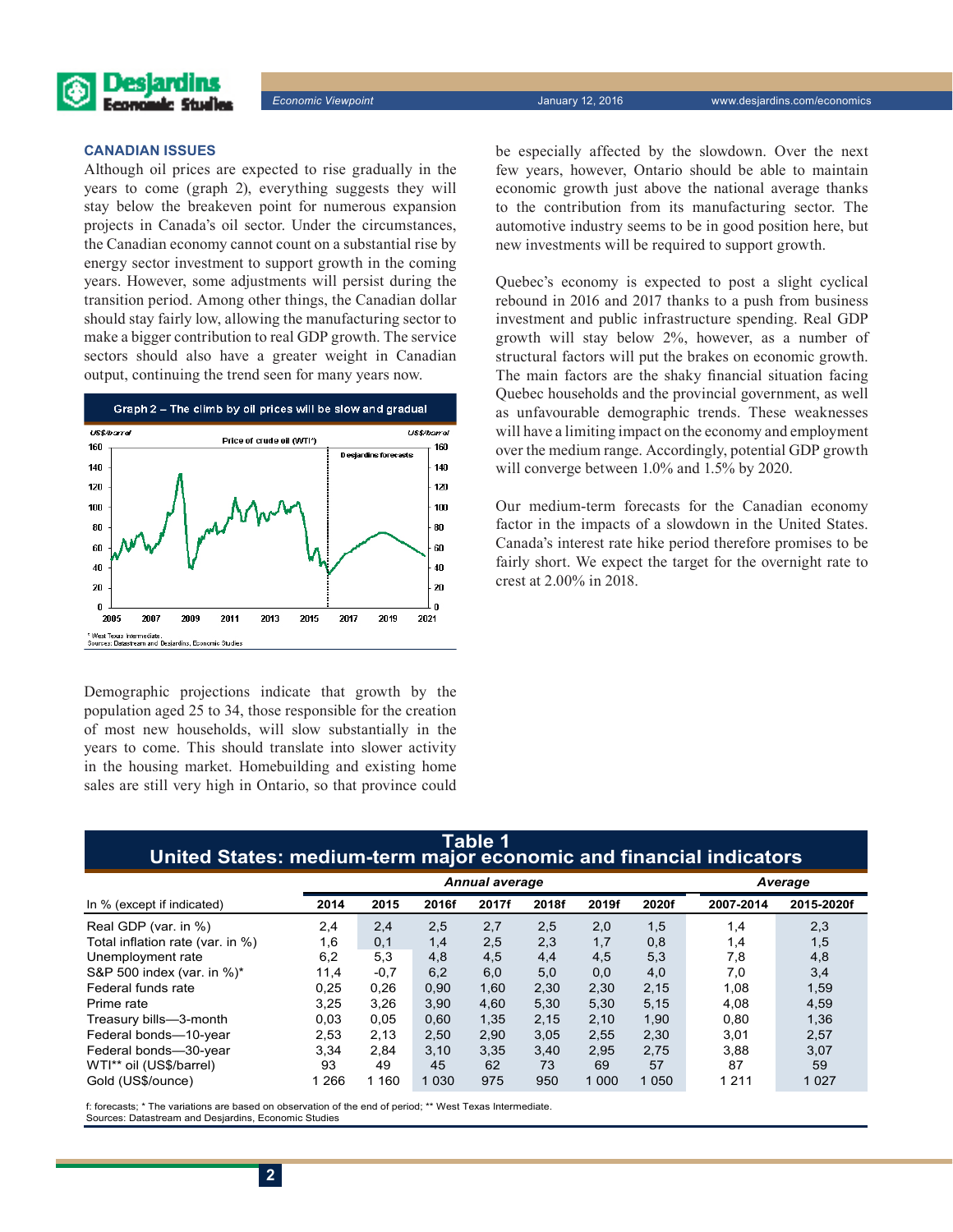### CANADIAN ISSUES

Although oil prices are expected to rise gradually in the years to come (graph 2), everything suggests they will stay below the breakeven point for numerous expansion projects in Canada's oil sector. Under the circumstances, the Canadian economy cannot count on a substantial rise by energy sector investment to support growth in the coming years. However, some adjustments will persist during the transition period. Among other things, the Canadian dollar should stay fairly low, allowing the manufacturing sector to make a bigger contribution to real GDP growth. The service sectors should also have a greater weight in Canadian output, continuing the trend seen for many years now.

Graph 2 – The climb by oil prices will be slow and gradual

\* West Texas Intermediate.
Sources: Datastream and Desjardins, Economic Studies

Demographic projections indicate that growth by the population aged 25 to 34, those responsible for the creation of most new households, will slow substantially in the years to come. This should translate into slower activity in the housing market. Homebuilding and existing home sales are still very high in Ontario, so that province could be especially affected by the slowdown. Over the next few years, however, Ontario should be able to maintain economic growth just above the national average thanks to the contribution from its manufacturing sector. The automotive industry seems to be in good position here, but new investments will be required to support growth.

Quebec's economy is expected to post a slight cyclical rebound in 2016 and 2017 thanks to a push from business investment and public infrastructure spending. Real GDP growth will stay below 2%, however, as a number of structural factors will put the brakes on economic growth. The main factors are the shaky financial situation facing Quebec households and the provincial government, as well as unfavourable demographic trends. These weaknesses will have a limiting impact on the economy and employment over the medium range. Accordingly, potential GDP growth will converge between 1.0% and 1.5% by 2020.

Our medium-term forecasts for the Canadian economy factor in the impacts of a slowdown in the United States. Canada's interest rate hike period therefore promises to be fairly short. We expect the target for the overnight rate to crest at 2.00% in 2018.

**Table 1**
**United States: medium-term major economic and financial indicators**

| | *Annual average* | | | | | | | *Average* | |
|---|---|---|---|---|---|---|---|---|---|
| In % (except if indicated) | 2014 | 2015 | 2016f | 2017f | 2018f | 2019f | 2020f | 2007-2014 | 2015-2020f |
| Real GDP (var. in %) | 2,4 | 2,4 | 2,5 | 2,7 | 2,5 | 2,0 | 1,5 | 1,4 | 2,3 |
| Total inflation rate (var. in %) | 1,6 | 0,1 | 1,4 | 2,5 | 2,3 | 1,7 | 0,8 | 1,4 | 1,5 |
| Unemployment rate | 6,2 | 5,3 | 4,8 | 4,5 | 4,4 | 4,5 | 5,3 | 7,8 | 4,8 |
| S&P 500 index (var. in %)* | 11,4 | -0,7 | 6,2 | 6,0 | 5,0 | 0,0 | 4,0 | 7,0 | 3,4 |
| Federal funds rate | 0,25 | 0,26 | 0,90 | 1,60 | 2,30 | 2,30 | 2,15 | 1,08 | 1,59 |
| Prime rate | 3,25 | 3,26 | 3,90 | 4,60 | 5,30 | 5,30 | 5,15 | 4,08 | 4,59 |
| Treasury bills—3-month | 0,03 | 0,05 | 0,60 | 1,35 | 2,15 | 2,10 | 1,90 | 0,80 | 1,36 |
| Federal bonds—10-year | 2,53 | 2,13 | 2,50 | 2,90 | 3,05 | 2,55 | 2,30 | 3,01 | 2,57 |
| Federal bonds—30-year | 3,34 | 2,84 | 3,10 | 3,35 | 3,40 | 2,95 | 2,75 | 3,88 | 3,07 |
| WTI** oil (US$/barrel) | 93 | 49 | 45 | 62 | 73 | 69 | 57 | 87 | 59 |
| Gold (US$/ounce) | 1 266 | 1 160 | 1 030 | 975 | 950 | 1 000 | 1 050 | 1 211 | 1 027 |

f: forecasts; * The variations are based on observation of the end of period; ** West Texas Intermediate.
Sources: Datastream and Desjardins, Economic Studies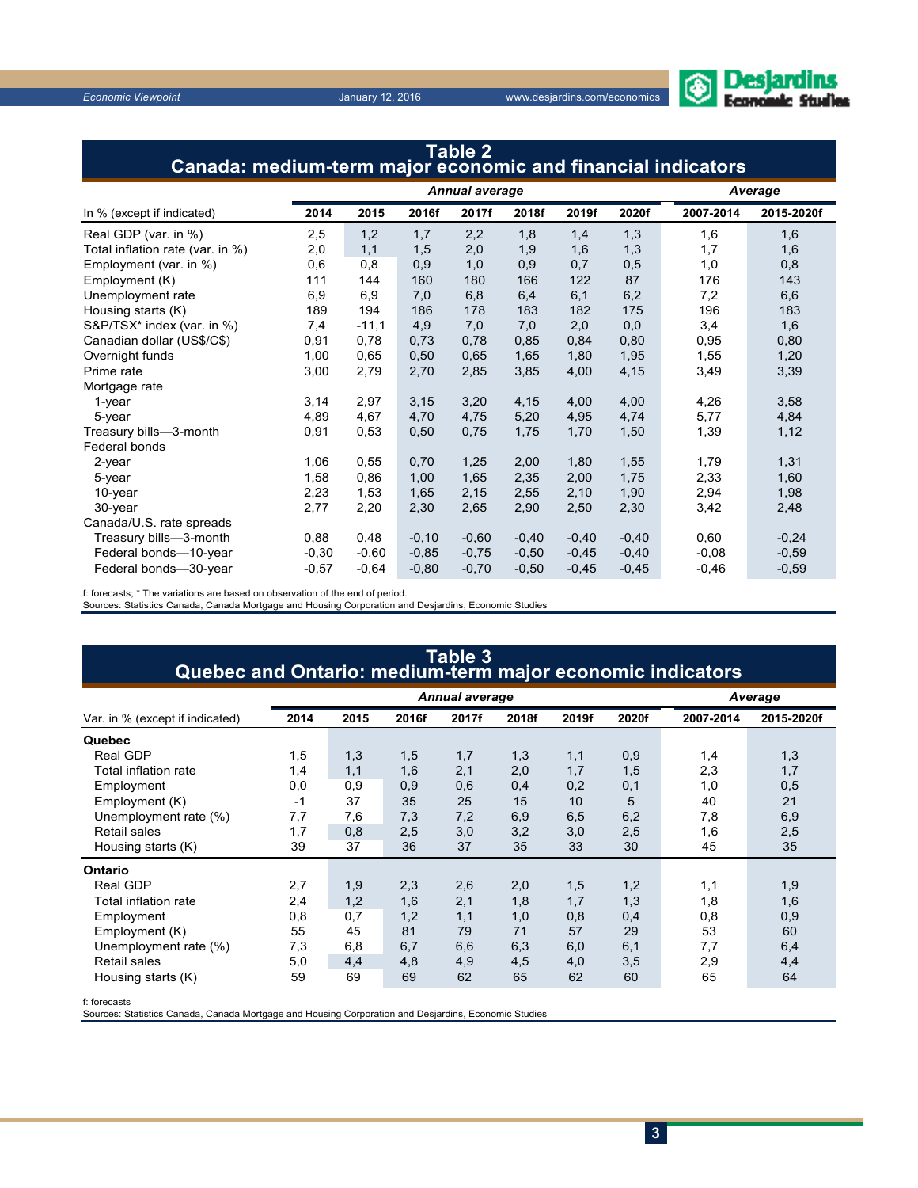## Table 2
## Canada: medium-term major economic and financial indicators

| In % (except if indicated) | Annual average | | | | | | | Average | |
|---|---|---|---|---|---|---|---|---|---|
| | 2014 | 2015 | 2016f | 2017f | 2018f | 2019f | 2020f | 2007-2014 | 2015-2020f |
| Real GDP (var. in %) | 2,5 | 1,2 | 1,7 | 2,2 | 1,8 | 1,4 | 1,3 | 1,6 | 1,6 |
| Total inflation rate (var. in %) | 2,0 | 1,1 | 1,5 | 2,0 | 1,9 | 1,6 | 1,3 | 1,7 | 1,6 |
| Employment (var. in %) | 0,6 | 0,8 | 0,9 | 1,0 | 0,9 | 0,7 | 0,5 | 1,0 | 0,8 |
| Employment (K) | 111 | 144 | 160 | 180 | 166 | 122 | 87 | 176 | 143 |
| Unemployment rate | 6,9 | 6,9 | 7,0 | 6,8 | 6,4 | 6,1 | 6,2 | 7,2 | 6,6 |
| Housing starts (K) | 189 | 194 | 186 | 178 | 183 | 182 | 175 | 196 | 183 |
| S&P/TSX* index (var. in %) | 7,4 | -11,1 | 4,9 | 7,0 | 7,0 | 2,0 | 0,0 | 3,4 | 1,6 |
| Canadian dollar (US$/C$) | 0,91 | 0,78 | 0,73 | 0,78 | 0,85 | 0,84 | 0,80 | 0,95 | 0,80 |
| Overnight funds | 1,00 | 0,65 | 0,50 | 0,65 | 1,65 | 1,80 | 1,95 | 1,55 | 1,20 |
| Prime rate | 3,00 | 2,79 | 2,70 | 2,85 | 3,85 | 4,00 | 4,15 | 3,49 | 3,39 |
| Mortgage rate | | | | | | | | | |
| 1-year | 3,14 | 2,97 | 3,15 | 3,20 | 4,15 | 4,00 | 4,00 | 4,26 | 3,58 |
| 5-year | 4,89 | 4,67 | 4,70 | 4,75 | 5,20 | 4,95 | 4,74 | 5,77 | 4,84 |
| Treasury bills—3-month | 0,91 | 0,53 | 0,50 | 0,75 | 1,75 | 1,70 | 1,50 | 1,39 | 1,12 |
| Federal bonds | | | | | | | | | |
| 2-year | 1,06 | 0,55 | 0,70 | 1,25 | 2,00 | 1,80 | 1,55 | 1,79 | 1,31 |
| 5-year | 1,58 | 0,86 | 1,00 | 1,65 | 2,35 | 2,00 | 1,75 | 2,33 | 1,60 |
| 10-year | 2,23 | 1,53 | 1,65 | 2,15 | 2,55 | 2,10 | 1,90 | 2,94 | 1,98 |
| 30-year | 2,77 | 2,20 | 2,30 | 2,65 | 2,90 | 2,50 | 2,30 | 3,42 | 2,48 |
| Canada/U.S. rate spreads | | | | | | | | | |
| Treasury bills—3-month | 0,88 | 0,48 | -0,10 | -0,60 | -0,40 | -0,40 | -0,40 | 0,60 | -0,24 |
| Federal bonds—10-year | -0,30 | -0,60 | -0,85 | -0,75 | -0,50 | -0,45 | -0,40 | -0,08 | -0,59 |
| Federal bonds—30-year | -0,57 | -0,64 | -0,80 | -0,70 | -0,50 | -0,45 | -0,45 | -0,46 | -0,59 |

f: forecasts; * The variations are based on observation of the end of period.
Sources: Statistics Canada, Canada Mortgage and Housing Corporation and Desjardins, Economic Studies

## Table 3
## Quebec and Ontario: medium-term major economic indicators

| Var. in % (except if indicated) | Annual average | | | | | | | Average | |
|---|---|---|---|---|---|---|---|---|---|
| | 2014 | 2015 | 2016f | 2017f | 2018f | 2019f | 2020f | 2007-2014 | 2015-2020f |
| **Quebec** | | | | | | | | | |
| Real GDP | 1,5 | 1,3 | 1,5 | 1,7 | 1,3 | 1,1 | 0,9 | 1,4 | 1,3 |
| Total inflation rate | 1,4 | 1,1 | 1,6 | 2,1 | 2,0 | 1,7 | 1,5 | 2,3 | 1,7 |
| Employment | 0,0 | 0,9 | 0,9 | 0,6 | 0,4 | 0,2 | 0,1 | 1,0 | 0,5 |
| Employment (K) | -1 | 37 | 35 | 25 | 15 | 10 | 5 | 40 | 21 |
| Unemployment rate (%) | 7,7 | 7,6 | 7,3 | 7,2 | 6,9 | 6,5 | 6,2 | 7,8 | 6,9 |
| Retail sales | 1,7 | 0,8 | 2,5 | 3,0 | 3,2 | 3,0 | 2,5 | 1,6 | 2,5 |
| Housing starts (K) | 39 | 37 | 36 | 37 | 35 | 33 | 30 | 45 | 35 |
| **Ontario** | | | | | | | | | |
| Real GDP | 2,7 | 1,9 | 2,3 | 2,6 | 2,0 | 1,5 | 1,2 | 1,1 | 1,9 |
| Total inflation rate | 2,4 | 1,2 | 1,6 | 2,1 | 1,8 | 1,7 | 1,3 | 1,8 | 1,6 |
| Employment | 0,8 | 0,7 | 1,2 | 1,1 | 1,0 | 0,8 | 0,4 | 0,8 | 0,9 |
| Employment (K) | 55 | 45 | 81 | 79 | 71 | 57 | 29 | 53 | 60 |
| Unemployment rate (%) | 7,3 | 6,8 | 6,7 | 6,6 | 6,3 | 6,0 | 6,1 | 7,7 | 6,4 |
| Retail sales | 5,0 | 4,4 | 4,8 | 4,9 | 4,5 | 4,0 | 3,5 | 2,9 | 4,4 |
| Housing starts (K) | 59 | 69 | 69 | 62 | 65 | 62 | 60 | 65 | 64 |

f: forecasts
Sources: Statistics Canada, Canada Mortgage and Housing Corporation and Desjardins, Economic Studies